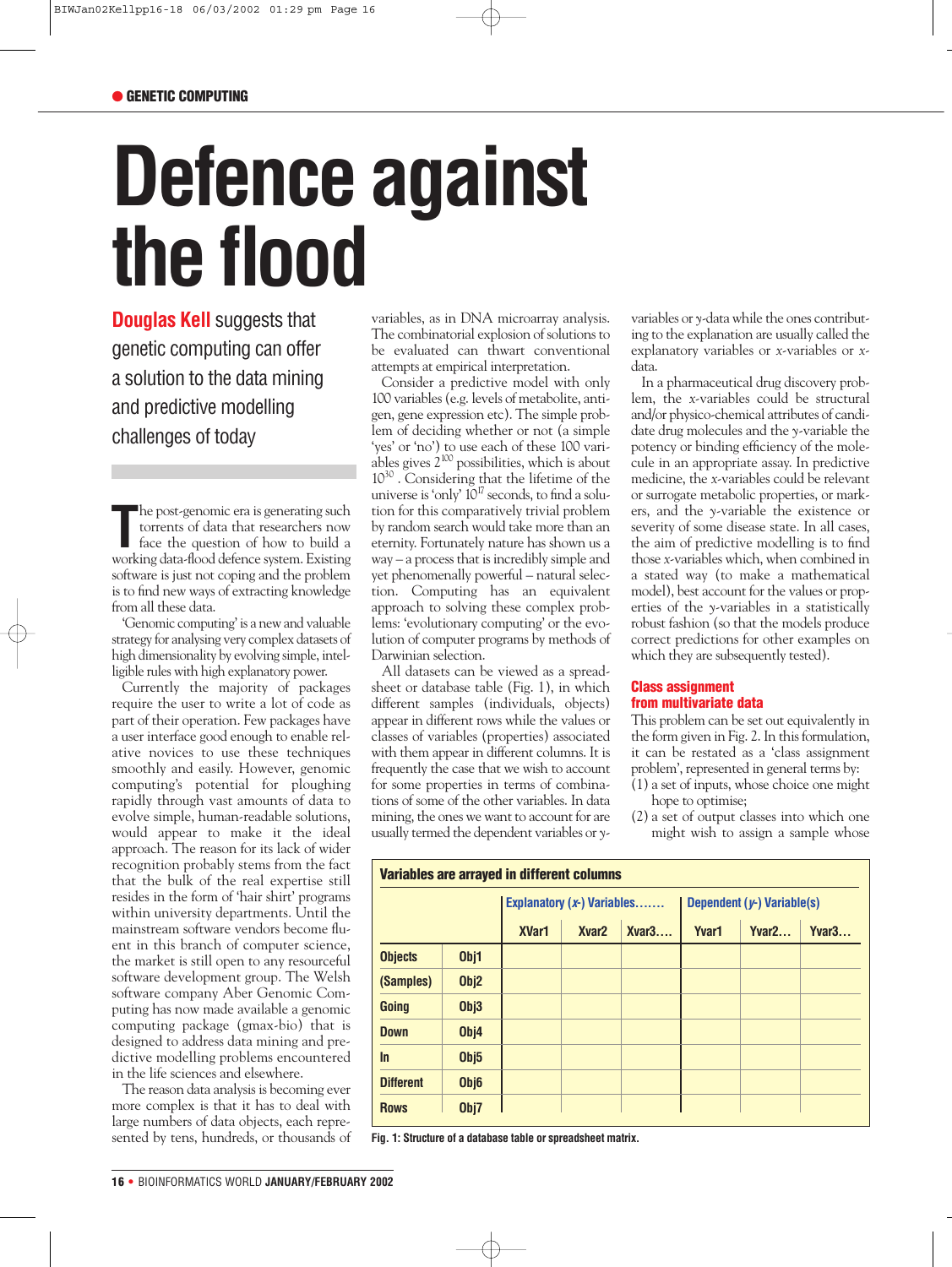# Defence against the flood

**Douglas Kell** suggests that genetic computing can offer a solution to the data mining and predictive modelling challenges of today

The post-genomic era is generating such torrents of data that researchers now face the question of how to build a working data-flood defence system. Existing software is just not coping and the problem is to find new ways of extracting knowledge from all these data.

'Genomic computing' is a new and valuable strategy for analysing very complex datasets of high dimensionality by evolving simple, intelligible rules with high explanatory power.

Currently the majority of packages require the user to write a lot of code as part of their operation. Few packages have a user interface good enough to enable relative novices to use these techniques smoothly and easily. However, genomic computing's potential for ploughing rapidly through vast amounts of data to evolve simple, human-readable solutions, would appear to make it the ideal approach. The reason for its lack of wider recognition probably stems from the fact that the bulk of the real expertise still resides in the form of 'hair shirt' programs within university departments. Until the mainstream software vendors become fluent in this branch of computer science, the market is still open to any resourceful software development group. The Welsh software company Aber Genomic Computing has now made available a genomic computing package (gmax-bio) that is designed to address data mining and predictive modelling problems encountered in the life sciences and elsewhere.

The reason data analysis is becoming ever more complex is that it has to deal with large numbers of data objects, each represented by tens, hundreds, or thousands of variables, as in DNA microarray analysis. The combinatorial explosion of solutions to be evaluated can thwart conventional attempts at empirical interpretation.

Consider a predictive model with only 100 variables (e.g. levels of metabolite, antigen, gene expression etc). The simple problem of deciding whether or not (a simple 'yes' or 'no') to use each of these 100 variables gives $2^{100}$ possibilities, which is about $10^{30}$. Considering that the lifetime of the universe is 'only' $10^{17}$ seconds, to find a solution for this comparatively trivial problem by random search would take more than an eternity. Fortunately nature has shown us a way – a process that is incredibly simple and yet phenomenally powerful – natural selection. Computing has an equivalent approach to solving these complex problems: 'evolutionary computing' or the evolution of computer programs by methods of Darwinian selection.

All datasets can be viewed as a spreadsheet or database table (Fig. 1), in which different samples (individuals, objects) appear in different rows while the values or classes of variables (properties) associated with them appear in different columns. It is frequently the case that we wish to account for some properties in terms of combinations of some of the other variables. In data mining, the ones we want to account for are usually termed the dependent variables or *y*-variables or *y*-data while the ones contributing to the explanation are usually called the explanatory variables or *x*-variables or *x*-data.

In a pharmaceutical drug discovery problem, the *x*-variables could be structural and/or physico-chemical attributes of candidate drug molecules and the *y*-variable the potency or binding efficiency of the molecule in an appropriate assay. In predictive medicine, the *x*-variables could be relevant or surrogate metabolic properties, or markers, and the *y*-variable the existence or severity of some disease state. In all cases, the aim of predictive modelling is to find those *x*-variables which, when combined in a stated way (to make a mathematical model), best account for the values or properties of the *y*-variables in a statistically robust fashion (so that the models produce correct predictions for other examples on which they are subsequently tested).

## Class assignment from multivariate data

This problem can be set out equivalently in the form given in Fig. 2. In this formulation, it can be restated as a 'class assignment problem', represented in general terms by:

(1) a set of inputs, whose choice one might hope to optimise;

(2) a set of output classes into which one might wish to assign a sample whose

**Variables are arrayed in different columns**

| | | Explanatory (*x*-) Variables……. | | | Dependent (*y*-) Variable(s) | | |
|---|---|---|---|---|---|---|---|
| | | XVar1 | Xvar2 | Xvar3…. | Yvar1 | Yvar2… | Yvar3… |
| Objects | Obj1 | | | | | | |
| (Samples) | Obj2 | | | | | | |
| Going | Obj3 | | | | | | |
| Down | Obj4 | | | | | | |
| In | Obj5 | | | | | | |
| Different | Obj6 | | | | | | |
| Rows | Obj7 | | | | | | |

**Fig. 1: Structure of a database table or spreadsheet matrix.**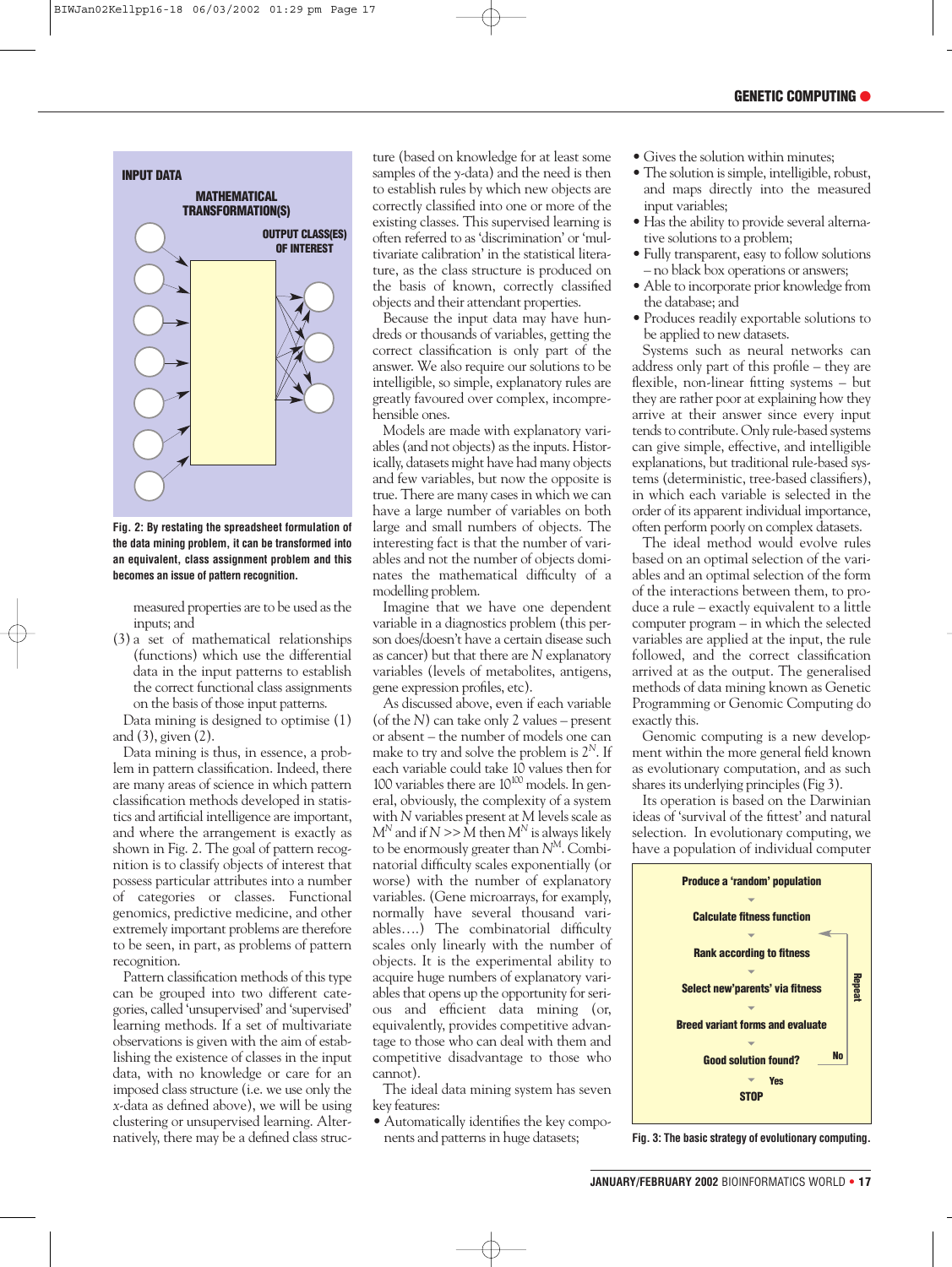INPUT DATA

MATHEMATICAL TRANSFORMATION(S)

OUTPUT CLASS(ES) OF INTEREST

**Fig. 2: By restating the spreadsheet formulation of the data mining problem, it can be transformed into an equivalent, class assignment problem and this becomes an issue of pattern recognition.**

measured properties are to be used as the inputs; and

(3) a set of mathematical relationships (functions) which use the differential data in the input patterns to establish the correct functional class assignments on the basis of those input patterns.

Data mining is designed to optimise (1) and (3), given (2).

Data mining is thus, in essence, a problem in pattern classification. Indeed, there are many areas of science in which pattern classification methods developed in statistics and artificial intelligence are important, and where the arrangement is exactly as shown in Fig. 2. The goal of pattern recognition is to classify objects of interest that possess particular attributes into a number of categories or classes. Functional genomics, predictive medicine, and other extremely important problems are therefore to be seen, in part, as problems of pattern recognition.

Pattern classification methods of this type can be grouped into two different categories, called 'unsupervised' and 'supervised' learning methods. If a set of multivariate observations is given with the aim of establishing the existence of classes in the input data, with no knowledge or care for an imposed class structure (i.e. we use only the *x*-data as defined above), we will be using clustering or unsupervised learning. Alternatively, there may be a defined class structure (based on knowledge for at least some samples of the *y*-data) and the need is then to establish rules by which new objects are correctly classified into one or more of the existing classes. This supervised learning is often referred to as 'discrimination' or 'multivariate calibration' in the statistical literature, as the class structure is produced on the basis of known, correctly classified objects and their attendant properties.

Because the input data may have hundreds or thousands of variables, getting the correct classification is only part of the answer. We also require our solutions to be intelligible, so simple, explanatory rules are greatly favoured over complex, incomprehensible ones.

Models are made with explanatory variables (and not objects) as the inputs. Historically, datasets might have had many objects and few variables, but now the opposite is true. There are many cases in which we can have a large number of variables on both large and small numbers of objects. The interesting fact is that the number of variables and not the number of objects dominates the mathematical difficulty of a modelling problem.

Imagine that we have one dependent variable in a diagnostics problem (this person does/doesn't have a certain disease such as cancer) but that there are *N* explanatory variables (levels of metabolites, antigens, gene expression profiles, etc).

As discussed above, even if each variable (of the *N*) can take only 2 values – present or absent – the number of models one can make to try and solve the problem is $2^N$. If each variable could take 10 values then for 100 variables there are $10^{100}$ models. In general, obviously, the complexity of a system with *N* variables present at M levels scale as $M^N$ and if $N >> M$ then $M^N$ is always likely to be enormously greater than $N^M$. Combinatorial difficulty scales exponentially (or worse) with the number of explanatory variables. (Gene microarrays, for examply, normally have several thousand variables….) The combinatorial difficulty scales only linearly with the number of objects. It is the experimental ability to acquire huge numbers of explanatory variables that opens up the opportunity for serious and efficient data mining (or, equivalently, provides competitive advantage to those who can deal with them and competitive disadvantage to those who cannot).

The ideal data mining system has seven key features:

- Automatically identifies the key components and patterns in huge datasets;
- Gives the solution within minutes;
- The solution is simple, intelligible, robust, and maps directly into the measured input variables;
- Has the ability to provide several alternative solutions to a problem;
- Fully transparent, easy to follow solutions – no black box operations or answers;
- Able to incorporate prior knowledge from the database; and
- Produces readily exportable solutions to be applied to new datasets.

Systems such as neural networks can address only part of this profile – they are flexible, non-linear fitting systems – but they are rather poor at explaining how they arrive at their answer since every input tends to contribute. Only rule-based systems can give simple, effective, and intelligible explanations, but traditional rule-based systems (deterministic, tree-based classifiers), in which each variable is selected in the order of its apparent individual importance, often perform poorly on complex datasets.

The ideal method would evolve rules based on an optimal selection of the variables and an optimal selection of the form of the interactions between them, to produce a rule – exactly equivalent to a little computer program – in which the selected variables are applied at the input, the rule followed, and the correct classification arrived at as the output. The generalised methods of data mining known as Genetic Programming or Genomic Computing do exactly this.

Genomic computing is a new development within the more general field known as evolutionary computation, and as such shares its underlying principles (Fig 3).

Its operation is based on the Darwinian ideas of 'survival of the fittest' and natural selection. In evolutionary computing, we have a population of individual computer

Produce a 'random' population → Calculate fitness function → Rank according to fitness → Select new'parents' via fitness → Breed variant forms and evaluate → Good solution found? (No → Repeat; Yes → STOP)

**Fig. 3: The basic strategy of evolutionary computing.**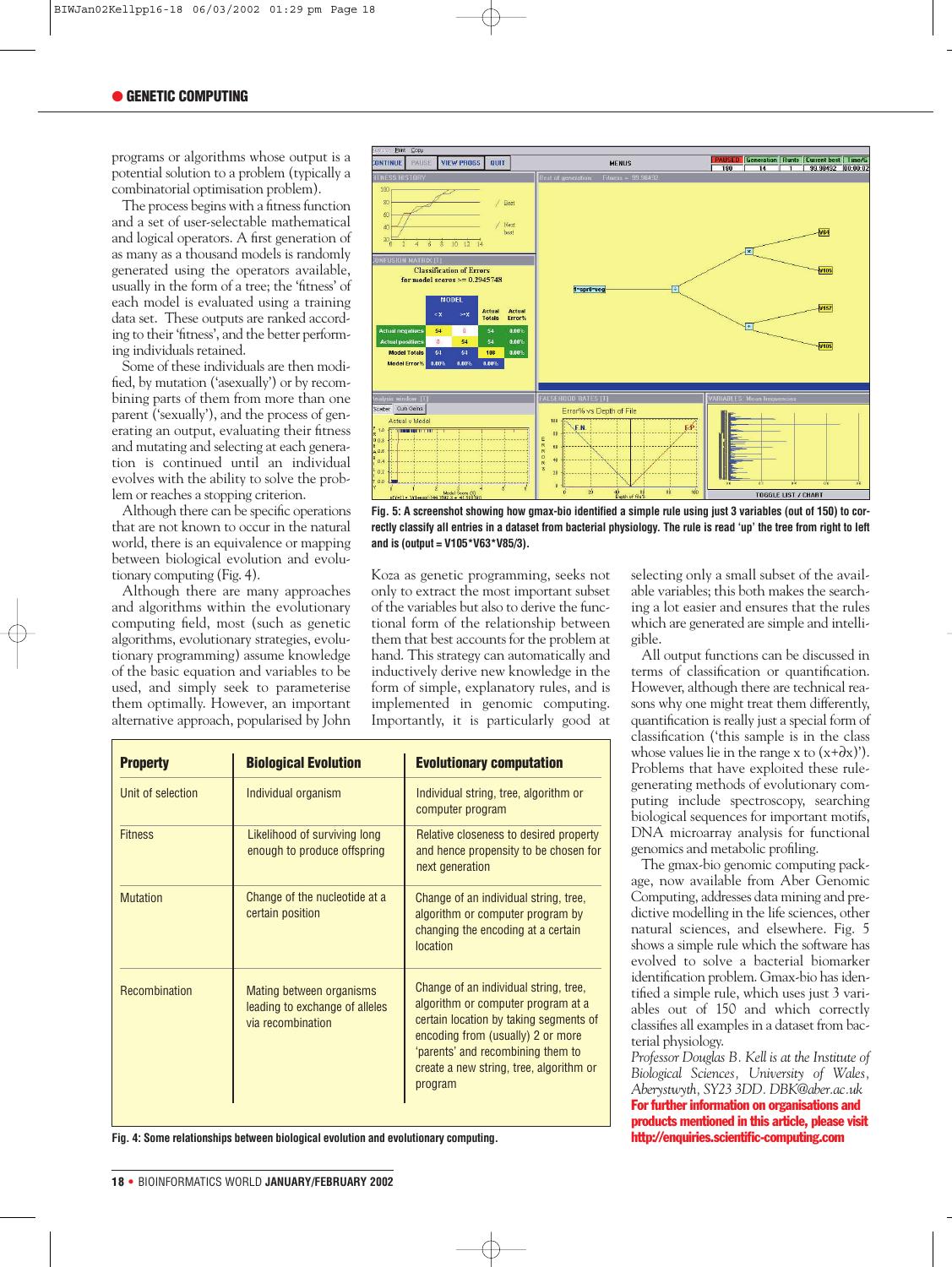programs or algorithms whose output is a potential solution to a problem (typically a combinatorial optimisation problem).

The process begins with a fitness function and a set of user-selectable mathematical and logical operators. A first generation of as many as a thousand models is randomly generated using the operators available, usually in the form of a tree; the 'fitness' of each model is evaluated using a training data set. These outputs are ranked according to their 'fitness', and the better performing individuals retained.

Some of these individuals are then modified, by mutation ('asexually') or by recombining parts of them from more than one parent ('sexually'), and the process of generating an output, evaluating their fitness and mutating and selecting at each generation is continued until an individual evolves with the ability to solve the problem or reaches a stopping criterion.

Although there can be specific operations that are not known to occur in the natural world, there is an equivalence or mapping between biological evolution and evolutionary computing (Fig. 4).

Although there are many approaches and algorithms within the evolutionary computing field, most (such as genetic algorithms, evolutionary strategies, evolutionary programming) assume knowledge of the basic equation and variables to be used, and simply seek to parameterise them optimally. However, an important alternative approach, popularised by John Koza as genetic programming, seeks not only to extract the most important subset of the variables but also to derive the functional form of the relationship between them that best accounts for the problem at hand. This strategy can automatically and inductively derive new knowledge in the form of simple, explanatory rules, and is implemented in genomic computing. Importantly, it is particularly good at selecting only a small subset of the available variables; this both makes the searching a lot easier and ensures that the rules which are generated are simple and intelligible.

All output functions can be discussed in terms of classification or quantification. However, although there are technical reasons why one might treat them differently, quantification is really just a special form of classification ('this sample is in the class whose values lie in the range x to (x+∂x)'). Problems that have exploited these rule-generating methods of evolutionary computing include spectroscopy, searching biological sequences for important motifs, DNA microarray analysis for functional genomics and metabolic profiling.

The gmax-bio genomic computing package, now available from Aber Genomic Computing, addresses data mining and predictive modelling in the life sciences, other natural sciences, and elsewhere. Fig. 5 shows a simple rule which the software has evolved to solve a bacterial biomarker identification problem. Gmax-bio has identified a simple rule, which uses just 3 variables out of 150 and which correctly classifies all examples in a dataset from bacterial physiology.

*Professor Douglas B. Kell is at the Institute of Biological Sciences, University of Wales, Aberystwyth, SY23 3DD. DBK@aber.ac.uk*

**For further information on organisations and products mentioned in this article, please visit http://enquiries.scientific-computing.com**

**Fig. 5: A screenshot showing how gmax-bio identified a simple rule using just 3 variables (out of 150) to correctly classify all entries in a dataset from bacterial physiology. The rule is read 'up' the tree from right to left and is (output = V105*V63*V85/3).**

| Property | Biological Evolution | Evolutionary computation |
|---|---|---|
| Unit of selection | Individual organism | Individual string, tree, algorithm or computer program |
| Fitness | Likelihood of surviving long enough to produce offspring | Relative closeness to desired property and hence propensity to be chosen for next generation |
| Mutation | Change of the nucleotide at a certain position | Change of an individual string, tree, algorithm or computer program by changing the encoding at a certain location |
| Recombination | Mating between organisms leading to exchange of alleles via recombination | Change of an individual string, tree, algorithm or computer program at a certain location by taking segments of encoding from (usually) 2 or more 'parents' and recombining them to create a new string, tree, algorithm or program |

**Fig. 4: Some relationships between biological evolution and evolutionary computing.**